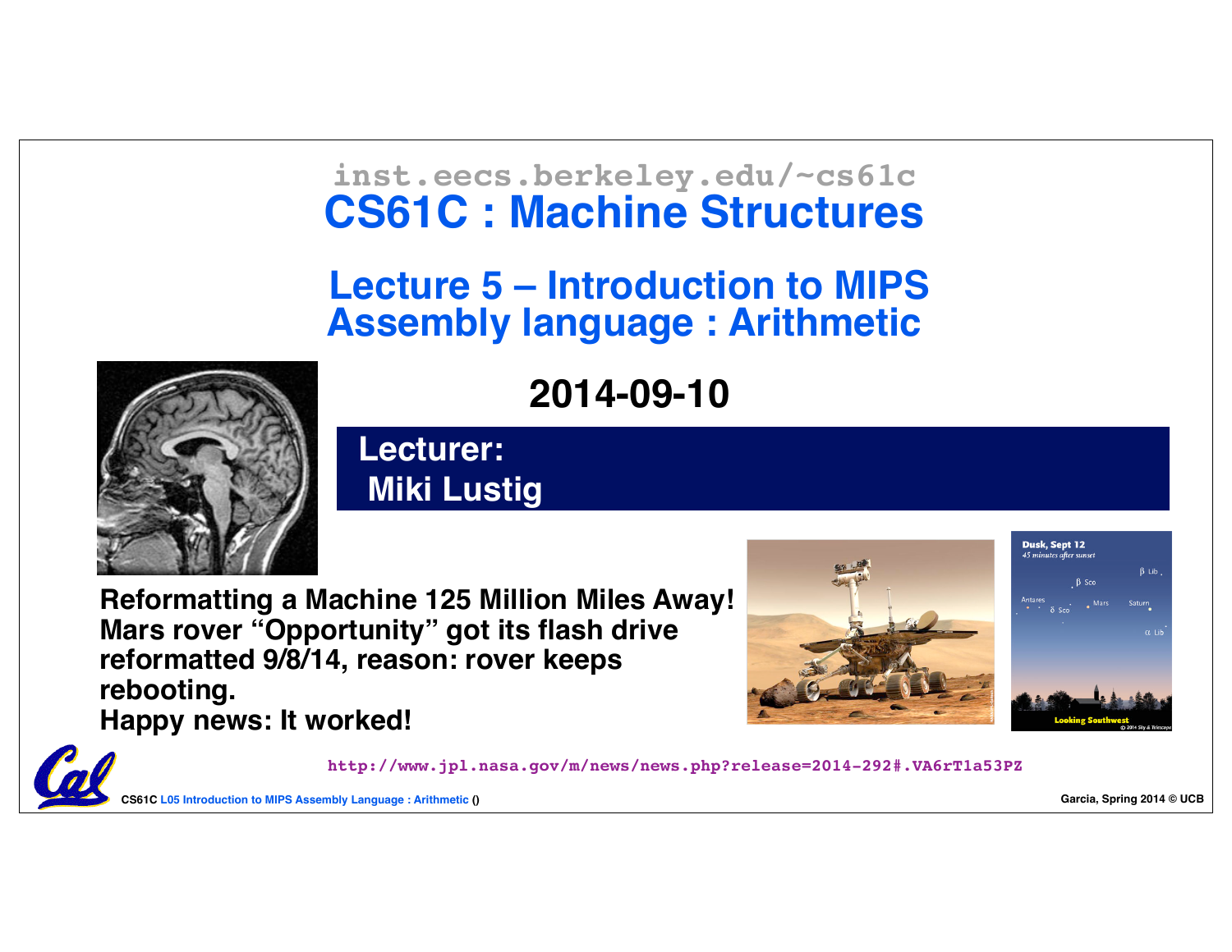inst.eecs.berkeley.edu/~cs61c

# CS61C : Machine Structures

## Lecture 5 – Introduction to MIPS Assembly language : Arithmetic

**2014-09-10**

**Lecturer: Miki Lustig**

**Reformatting a Machine 125 Million Miles Away! Mars rover "Opportunity" got its flash drive reformatted 9/8/14, reason: rover keeps rebooting.**
**Happy news: It worked!**

http://www.jpl.nasa.gov/m/news/news.php?release=2014-292#.VA6rT1a53PZ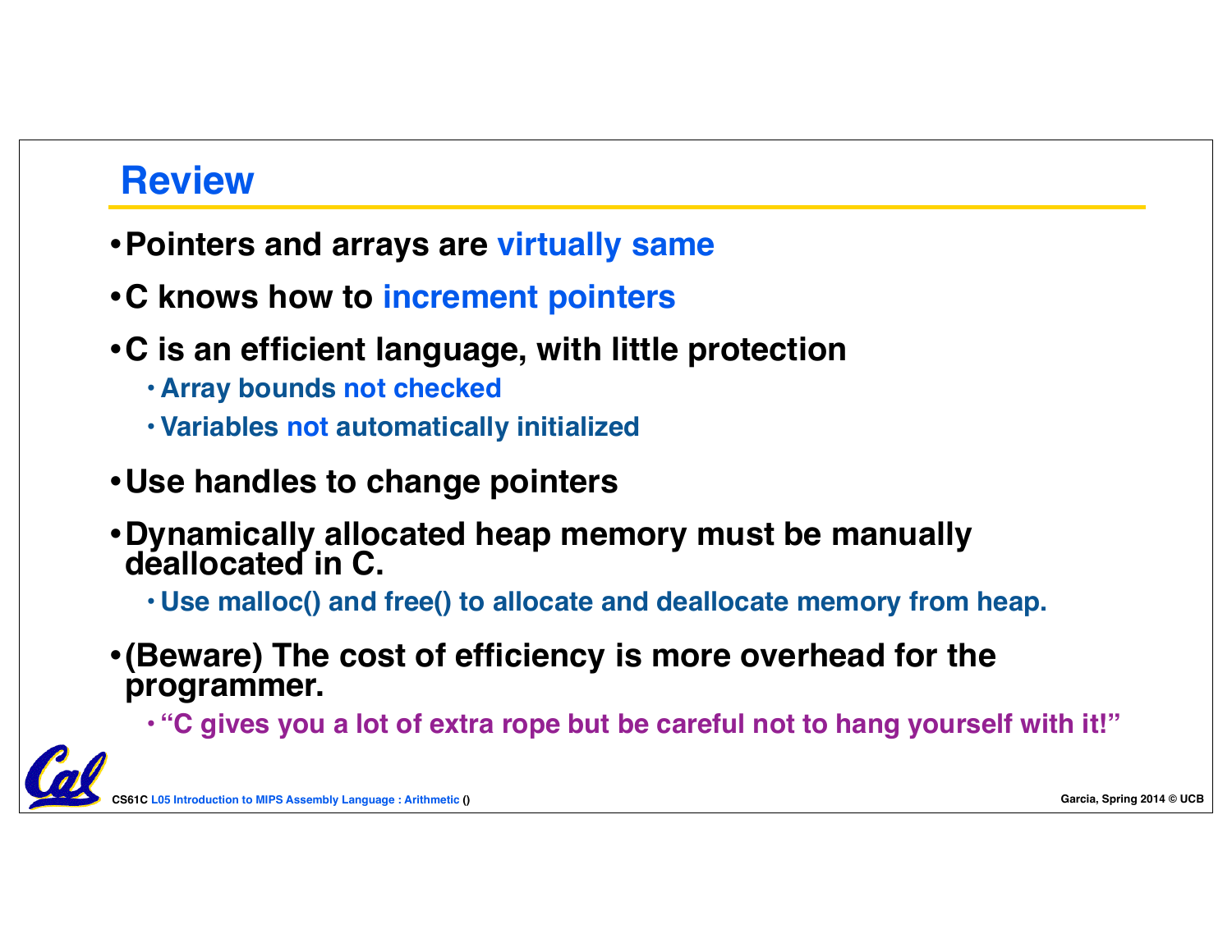## Review

- Pointers and arrays are virtually same
- C knows how to increment pointers
- C is an efficient language, with little protection
  - Array bounds not checked
  - Variables not automatically initialized
- Use handles to change pointers
- Dynamically allocated heap memory must be manually deallocated in C.
  - Use malloc() and free() to allocate and deallocate memory from heap.
- (Beware) The cost of efficiency is more overhead for the programmer.
  - "C gives you a lot of extra rope but be careful not to hang yourself with it!"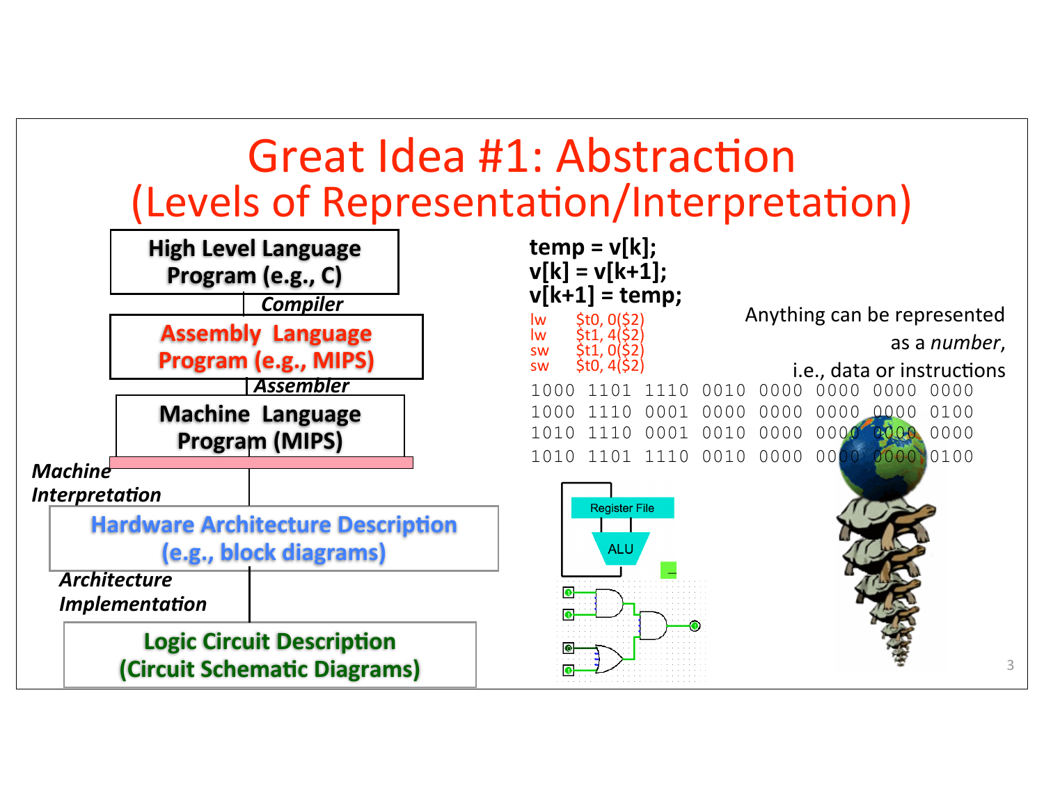# Great Idea #1: Abstraction
## (Levels of Representation/Interpretation)

**High Level Language Program (e.g., C)**

*Compiler*

**Assembly Language Program (e.g., MIPS)**

*Assembler*

**Machine Language Program (MIPS)**

*Machine Interpretation*

**Hardware Architecture Description (e.g., block diagrams)**

*Architecture Implementation*

**Logic Circuit Description (Circuit Schematic Diagrams)**

```
temp = v[k];
v[k] = v[k+1];
v[k+1] = temp;
```

```
lw    $t0, 0($2)
lw    $t1, 4($2)
sw    $t1, 0($2)
sw    $t0, 4($2)
```

Anything can be represented as a *number*, i.e., data or instructions

```
1000 1101 1110 0010 0000 0000 0000 0000
1000 1110 0001 0000 0000 0000 0000 0100
1010 1110 0001 0010 0000 0000 0000 0000
1010 1101 1110 0010 0000 0000 0000 0100
```

Register File

ALU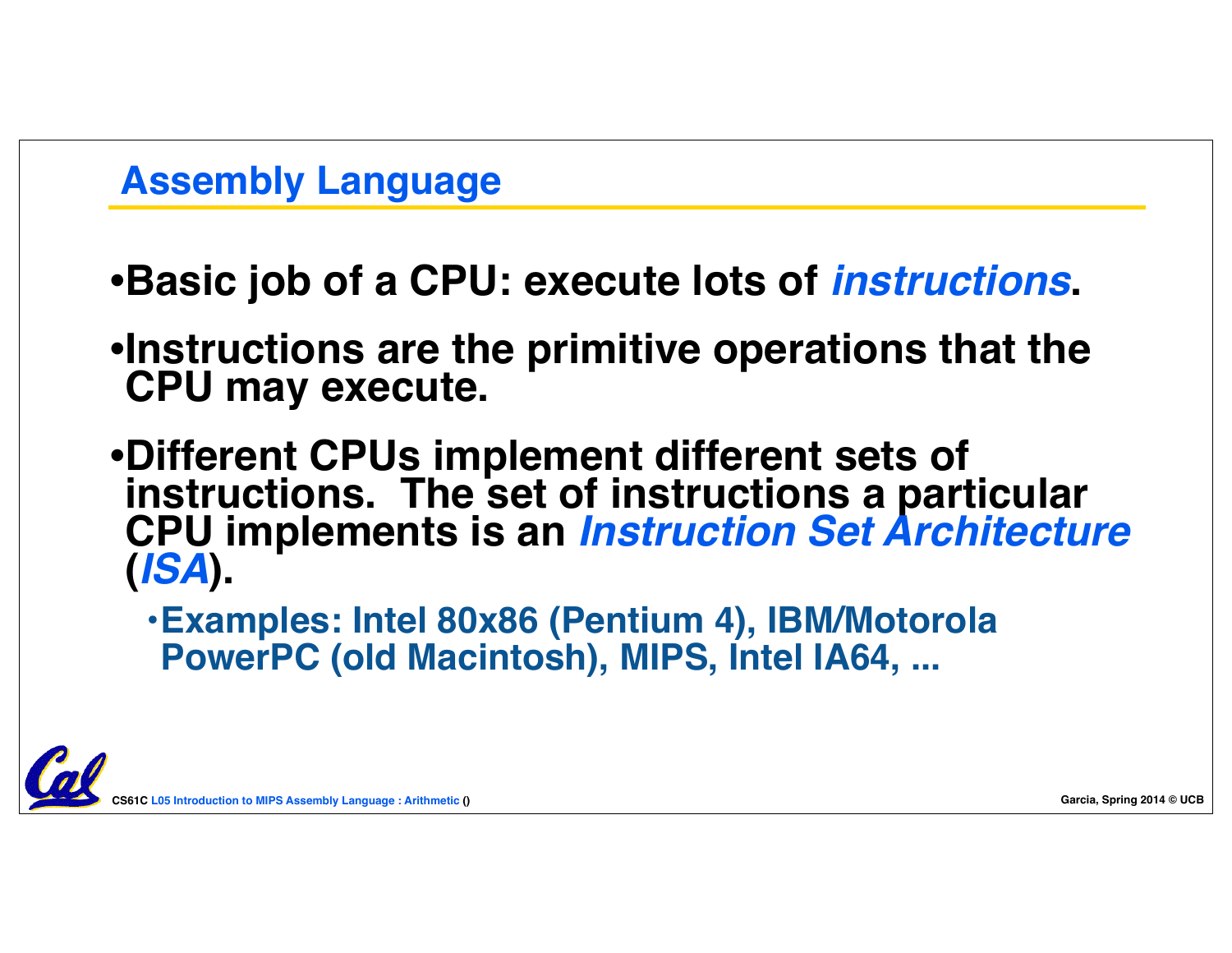## Assembly Language

- Basic job of a CPU: execute lots of ***instructions***.
- Instructions are the primitive operations that the CPU may execute.
- Different CPUs implement different sets of instructions. The set of instructions a particular CPU implements is an ***Instruction Set Architecture*** (***ISA***).
  - Examples: Intel 80x86 (Pentium 4), IBM/Motorola PowerPC (old Macintosh), MIPS, Intel IA64, ...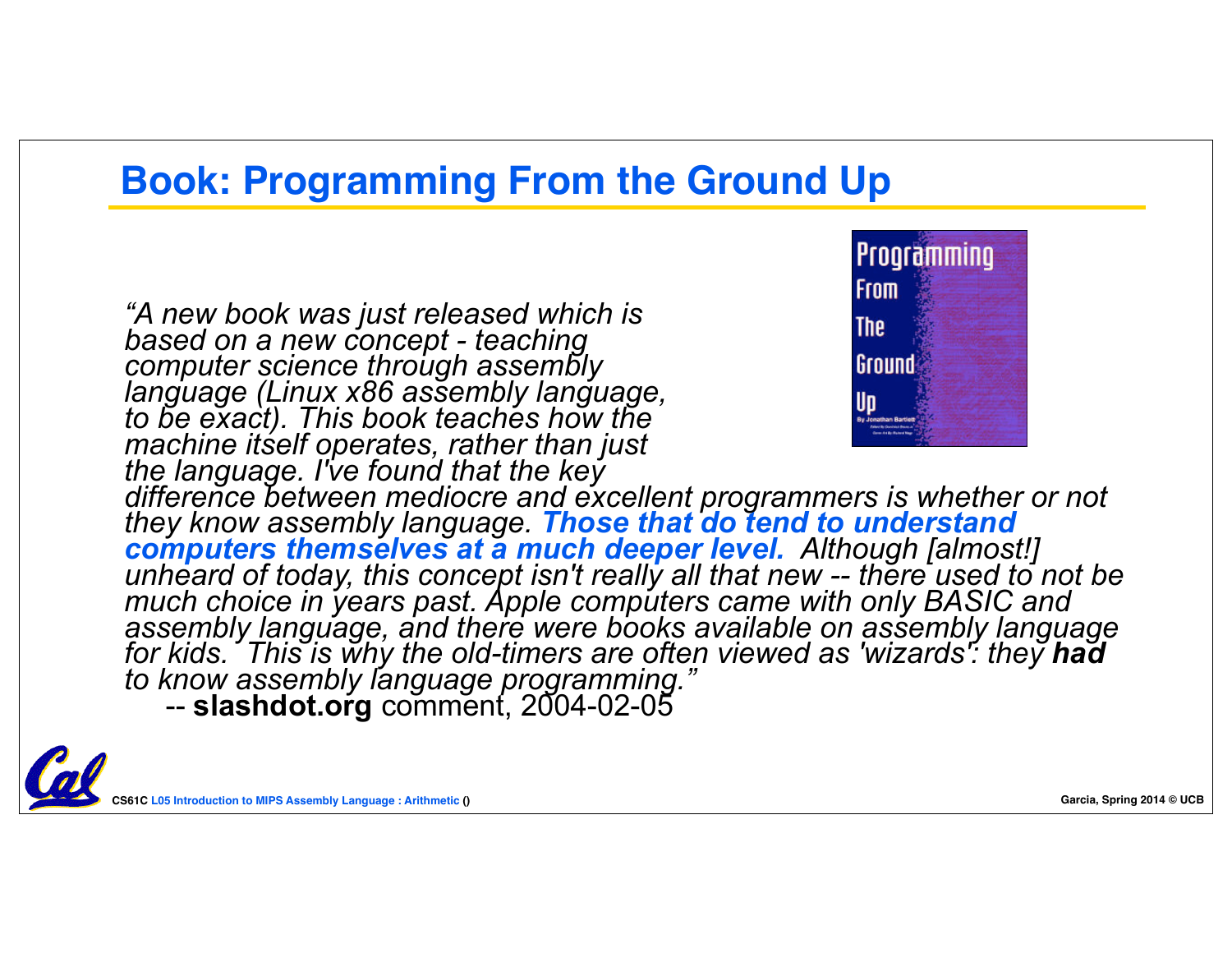# Book: Programming From the Ground Up

*"A new book was just released which is based on a new concept - teaching computer science through assembly language (Linux x86 assembly language, to be exact). This book teaches how the machine itself operates, rather than just the language. I've found that the key difference between mediocre and excellent programmers is whether or not they know assembly language.* ***Those that do tend to understand computers themselves at a much deeper level.*** *Although [almost!] unheard of today, this concept isn't really all that new -- there used to not be much choice in years past. Apple computers came with only BASIC and assembly language, and there were books available on assembly language for kids. This is why the old-timers are often viewed as 'wizards': they* ***had*** *to know assembly language programming."*

-- **slashdot.org** comment, 2004-02-05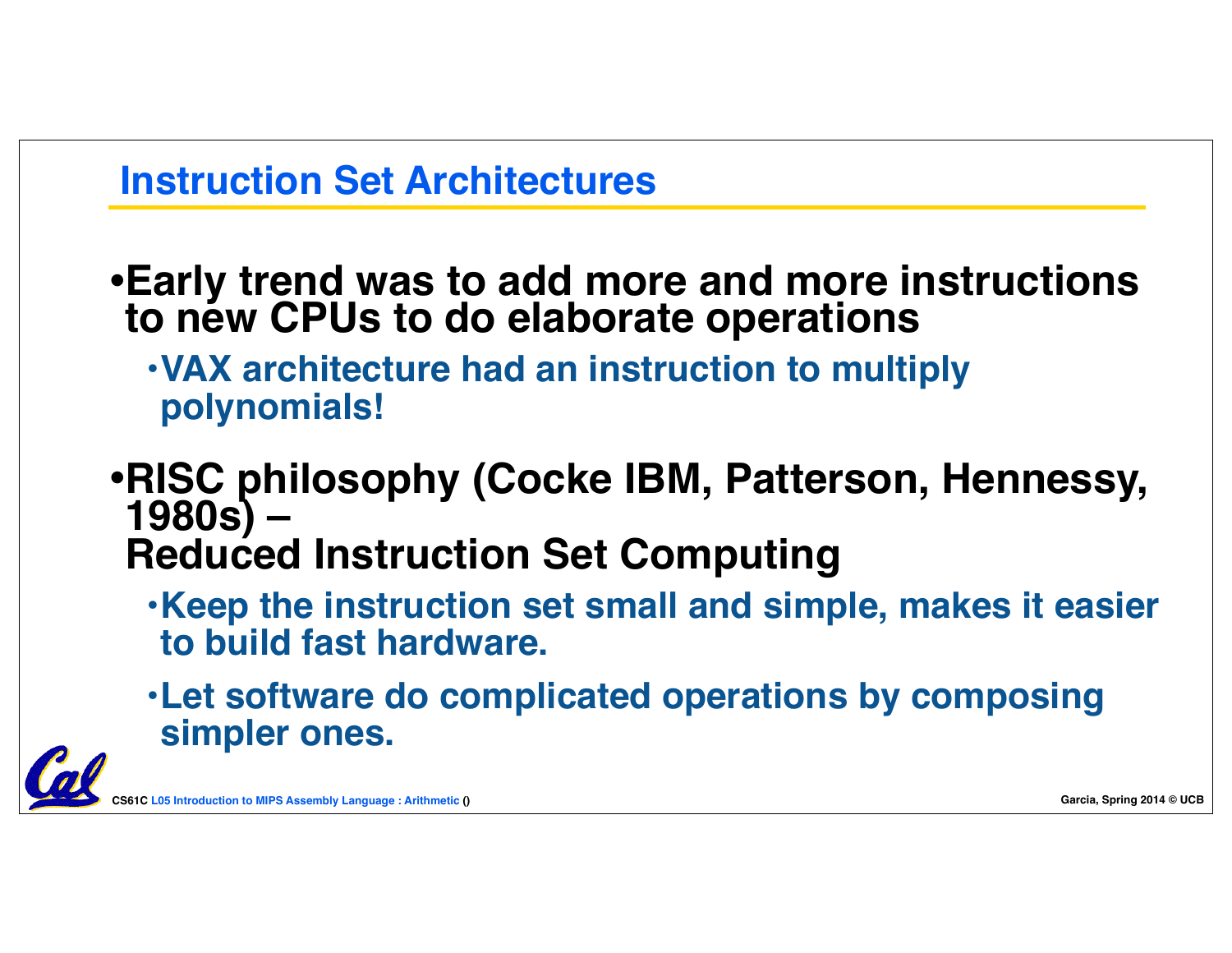# Instruction Set Architectures

- **Early trend was to add more and more instructions to new CPUs to do elaborate operations**
  - **VAX architecture had an instruction to multiply polynomials!**
- **RISC philosophy (Cocke IBM, Patterson, Hennessy, 1980s) – Reduced Instruction Set Computing**
  - **Keep the instruction set small and simple, makes it easier to build fast hardware.**
  - **Let software do complicated operations by composing simpler ones.**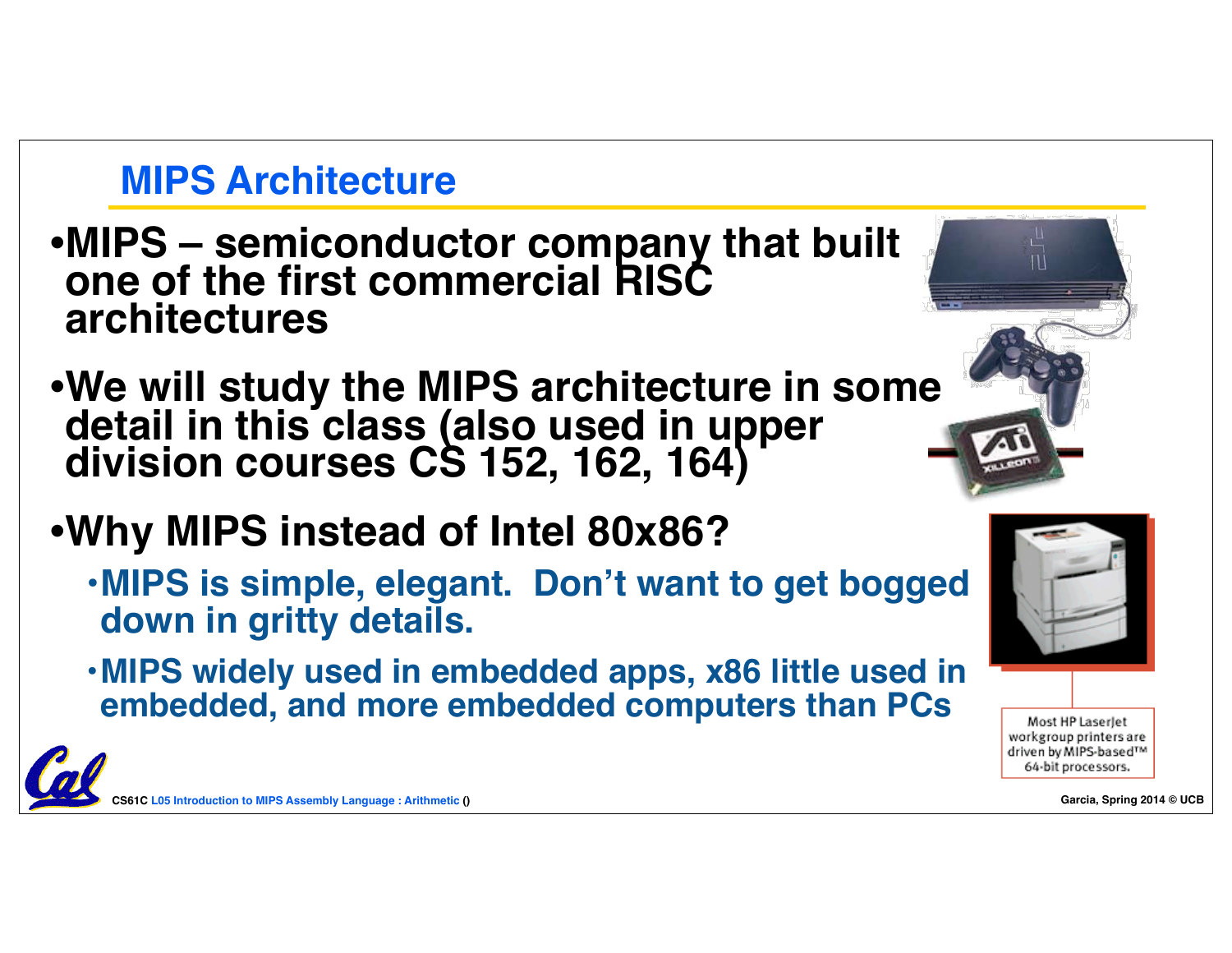## MIPS Architecture

- MIPS – semiconductor company that built one of the first commercial RISC architectures
- We will study the MIPS architecture in some detail in this class (also used in upper division courses CS 152, 162, 164)
- Why MIPS instead of Intel 80x86?
  - MIPS is simple, elegant. Don't want to get bogged down in gritty details.
  - MIPS widely used in embedded apps, x86 little used in embedded, and more embedded computers than PCs

Most HP LaserJet workgroup printers are driven by MIPS-based™ 64-bit processors.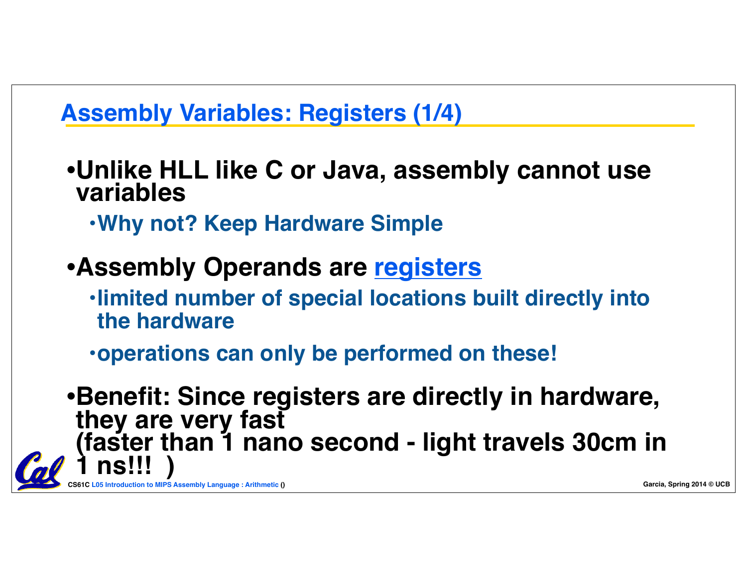## Assembly Variables: Registers (1/4)

- **Unlike HLL like C or Java, assembly cannot use variables**
  - **Why not? Keep Hardware Simple**
- **Assembly Operands are registers**
  - **limited number of special locations built directly into the hardware**
  - **operations can only be performed on these!**
- **Benefit: Since registers are directly in hardware, they are very fast (faster than 1 nano second - light travels 30cm in 1 ns!!! )**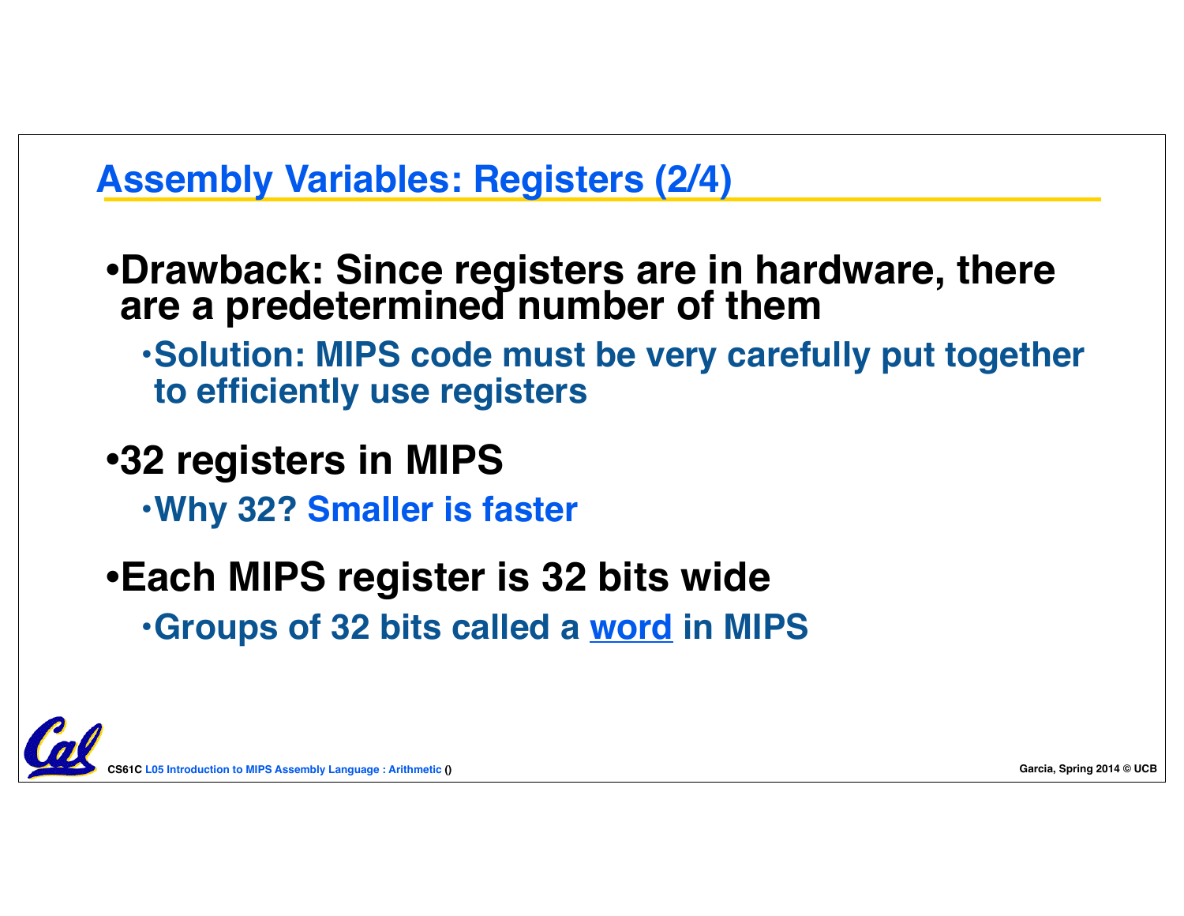## Assembly Variables: Registers (2/4)

- **Drawback: Since registers are in hardware, there are a predetermined number of them**
  - **Solution: MIPS code must be very carefully put together to efficiently use registers**
- **32 registers in MIPS**
  - **Why 32? Smaller is faster**
- **Each MIPS register is 32 bits wide**
  - **Groups of 32 bits called a word in MIPS**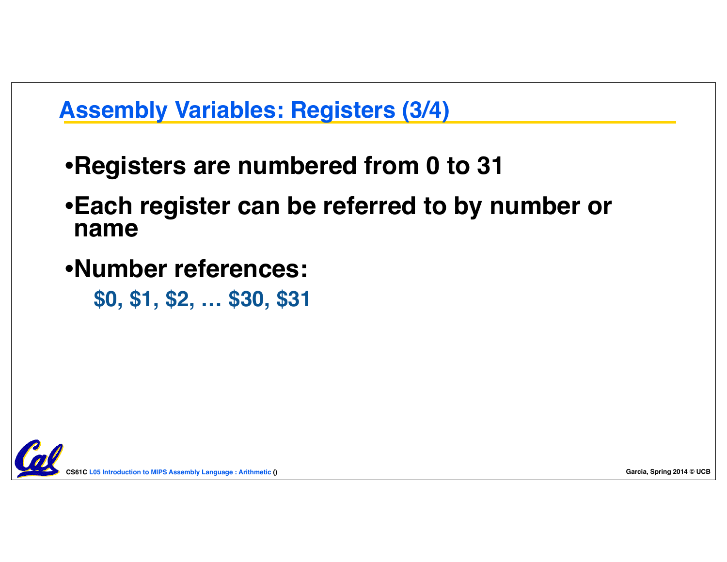## Assembly Variables: Registers (3/4)

- **Registers are numbered from 0 to 31**
- **Each register can be referred to by number or name**
- **Number references:**

  **$0, $1, $2, … $30, $31**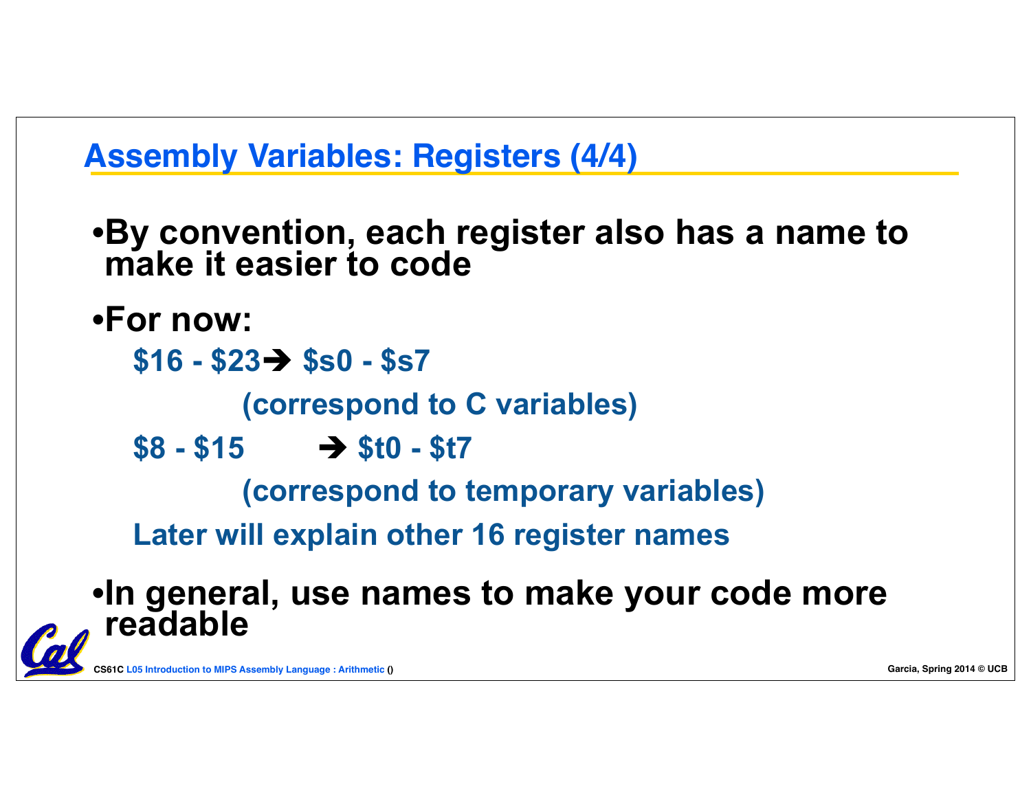## Assembly Variables: Registers (4/4)

- By convention, each register also has a name to make it easier to code
- For now:

  $16 - $23 → $s0 - $s7

  (correspond to C variables)

  $8 - $15 → $t0 - $t7

  (correspond to temporary variables)

  Later will explain other 16 register names

- In general, use names to make your code more readable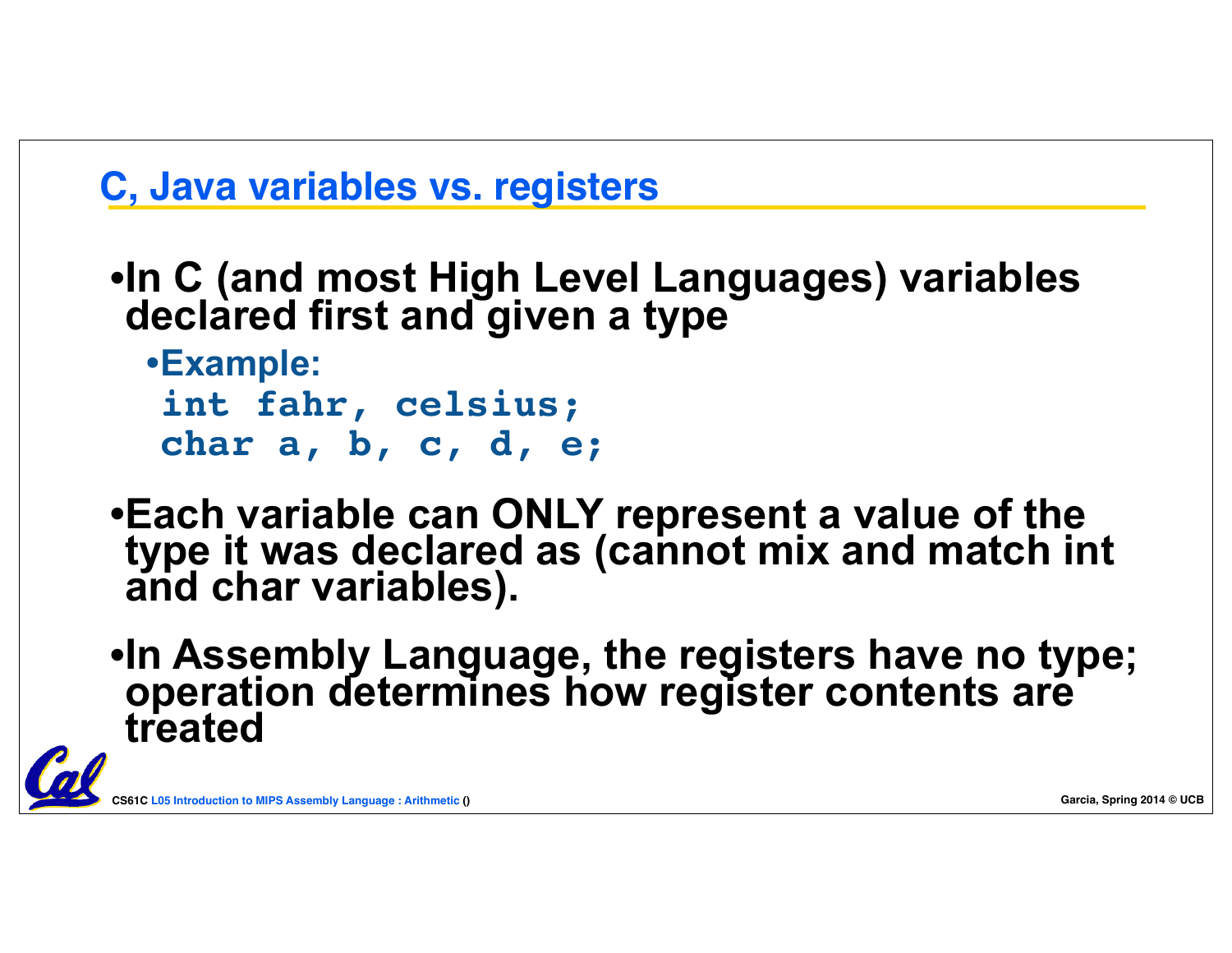## C, Java variables vs. registers

- In C (and most High Level Languages) variables declared first and given a type
  - Example:

    ```
    int fahr, celsius;
    char a, b, c, d, e;
    ```

- Each variable can ONLY represent a value of the type it was declared as (cannot mix and match int and char variables).
- In Assembly Language, the registers have no type; operation determines how register contents are treated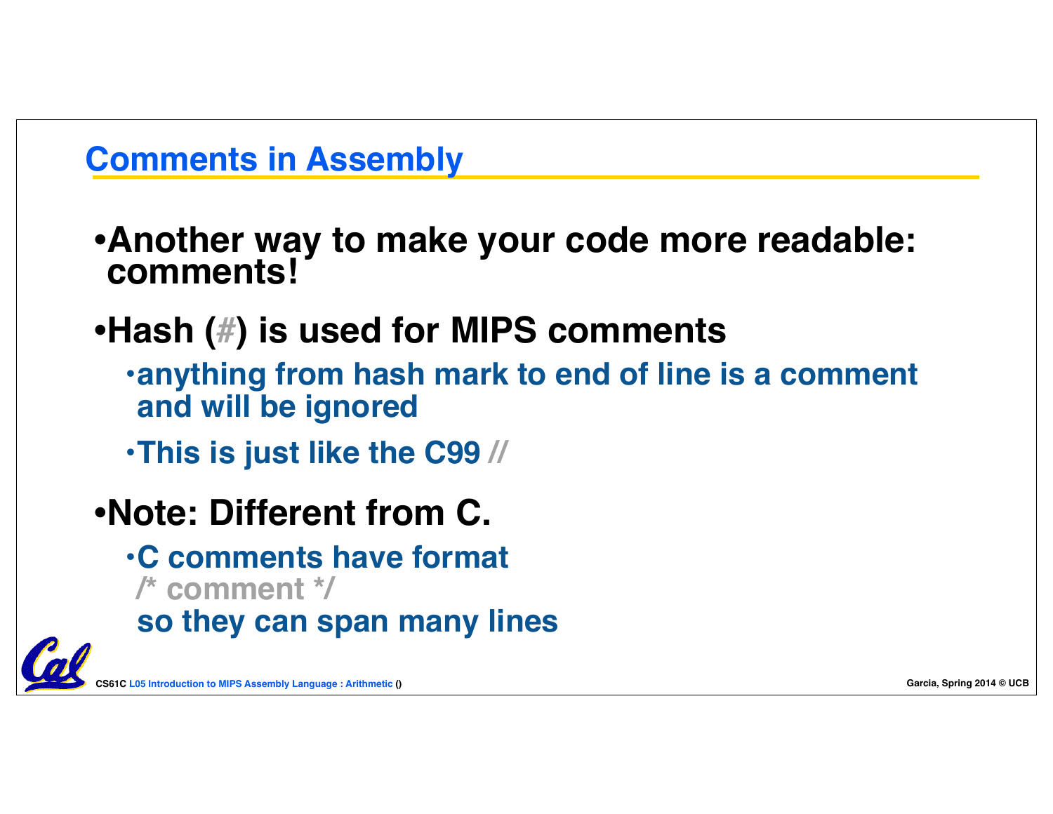## Comments in Assembly

- Another way to make your code more readable: comments!
- Hash (#) is used for MIPS comments
  - anything from hash mark to end of line is a comment and will be ignored
  - This is just like the C99 //
- Note: Different from C.
  - C comments have format /* comment */ so they can span many lines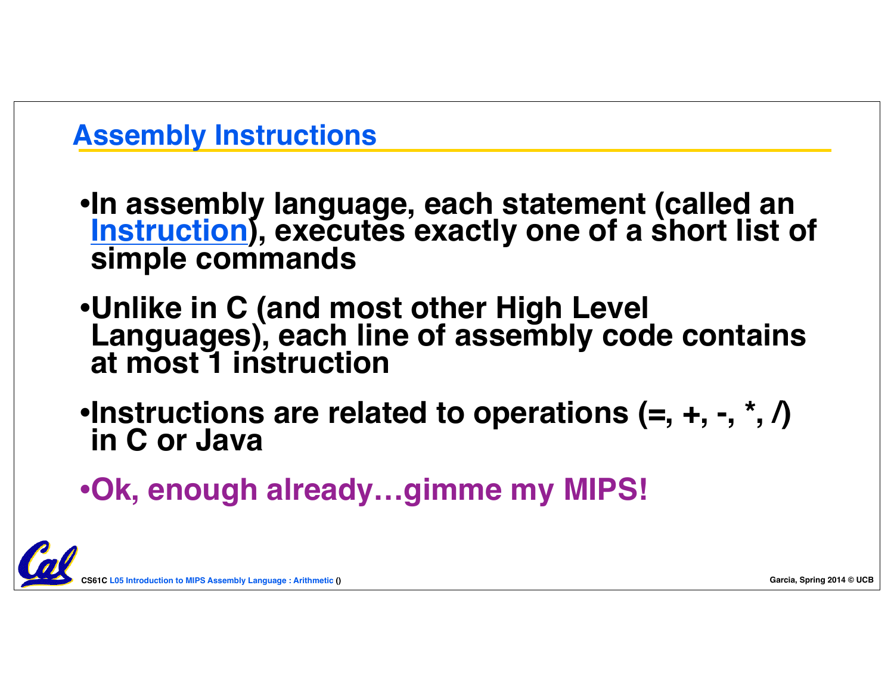## Assembly Instructions

- In assembly language, each statement (called an Instruction), executes exactly one of a short list of simple commands
- Unlike in C (and most other High Level Languages), each line of assembly code contains at most 1 instruction
- Instructions are related to operations (=, +, -, *, /) in C or Java
- Ok, enough already…gimme my MIPS!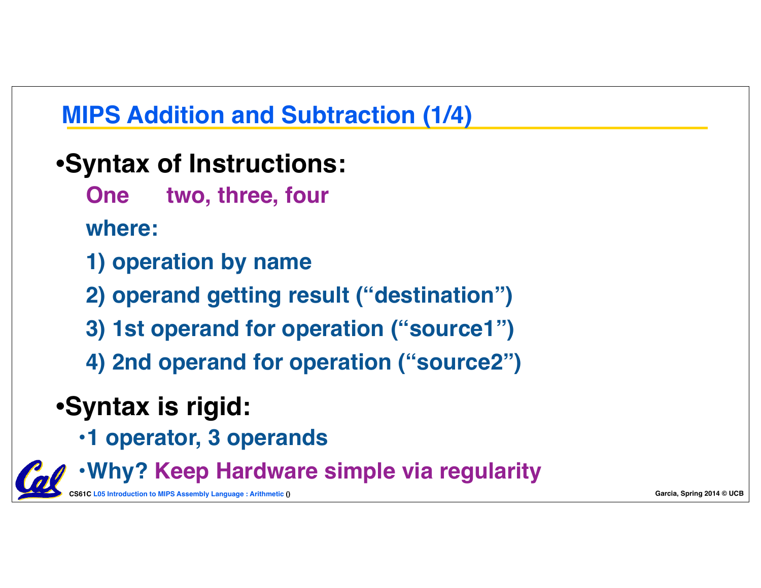## MIPS Addition and Subtraction (1/4)

- **Syntax of Instructions:**

  **One two, three, four**

  **where:**

  **1) operation by name**

  **2) operand getting result ("destination")**

  **3) 1st operand for operation ("source1")**

  **4) 2nd operand for operation ("source2")**

- **Syntax is rigid:**
  - **1 operator, 3 operands**
  - **Why? Keep Hardware simple via regularity**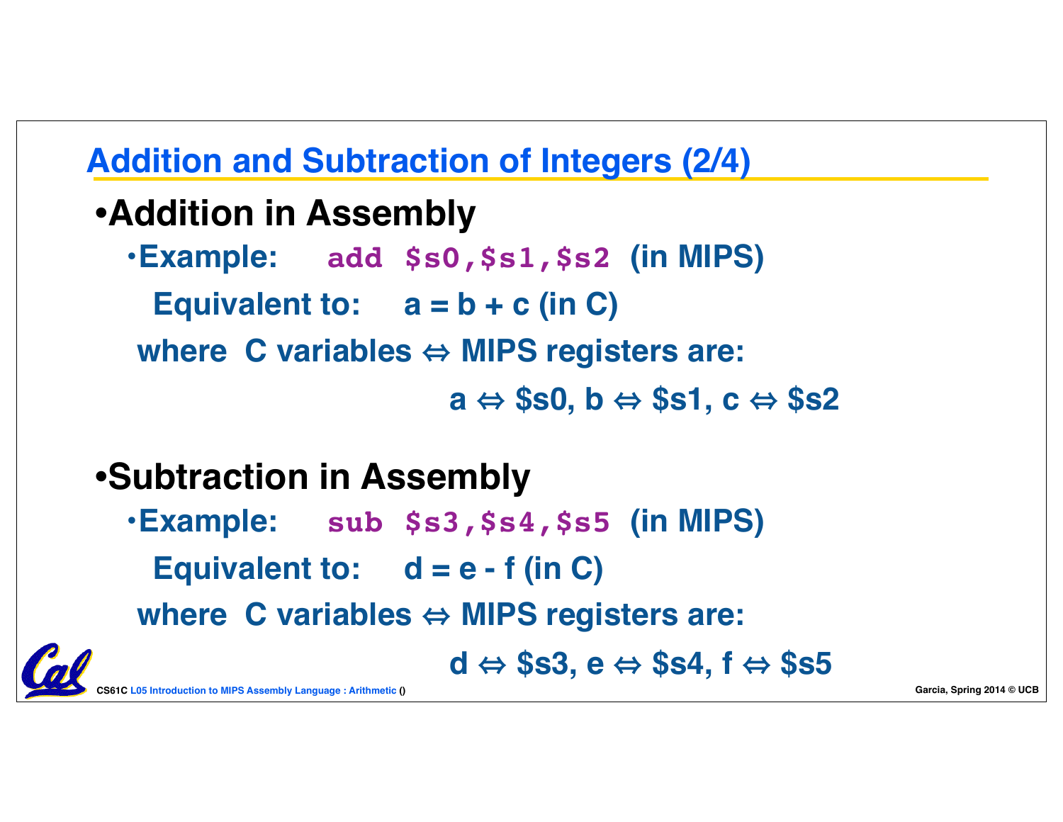## Addition and Subtraction of Integers (2/4)

- **Addition in Assembly**
  - **Example:** `add $s0,$s1,$s2` **(in MIPS)**

    **Equivalent to:** a = b + c (in C)

    **where C variables ⇔ MIPS registers are:**

    a ⇔ $s0, b ⇔ $s1, c ⇔ $s2

- **Subtraction in Assembly**
  - **Example:** `sub $s3,$s4,$s5` **(in MIPS)**

    **Equivalent to:** d = e - f (in C)

    **where C variables ⇔ MIPS registers are:**

    d ⇔ $s3, e ⇔ $s4, f ⇔ $s5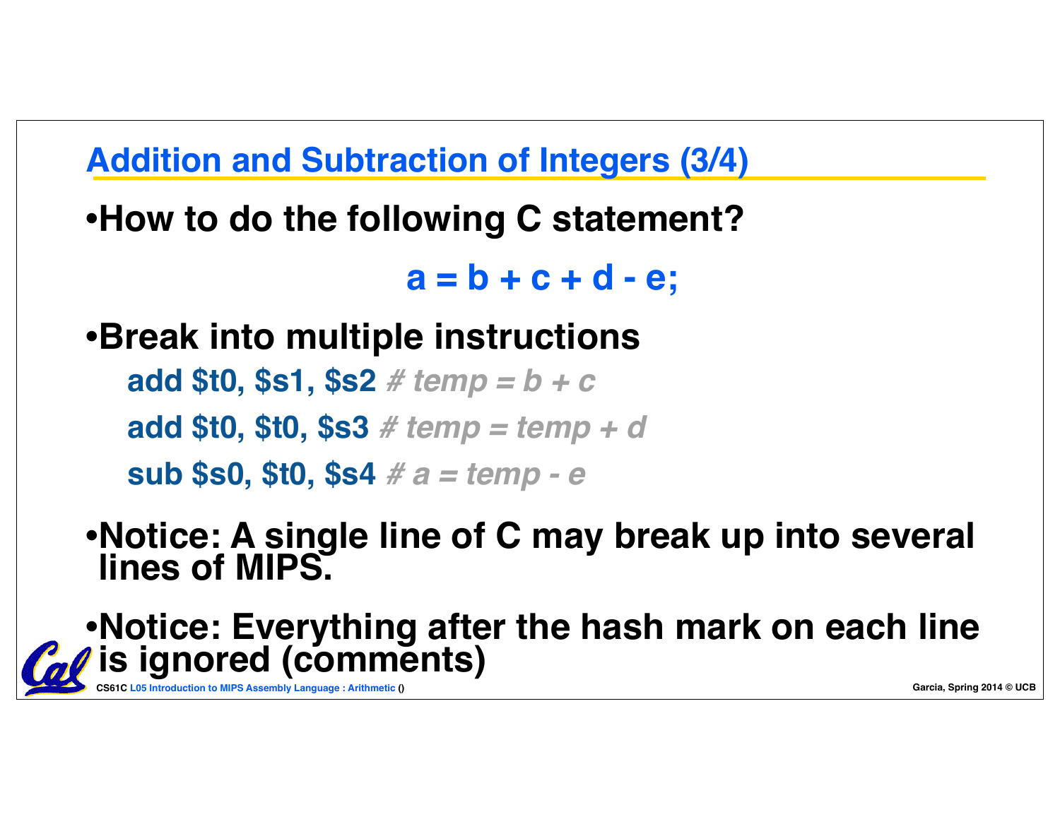## Addition and Subtraction of Integers (3/4)

- **How to do the following C statement?**

**a = b + c + d - e;**

- **Break into multiple instructions**

```
add $t0, $s1, $s2 # temp = b + c
add $t0, $t0, $s3 # temp = temp + d
sub $s0, $t0, $s4 # a = temp - e
```

- **Notice: A single line of C may break up into several lines of MIPS.**
- **Notice: Everything after the hash mark on each line is ignored (comments)**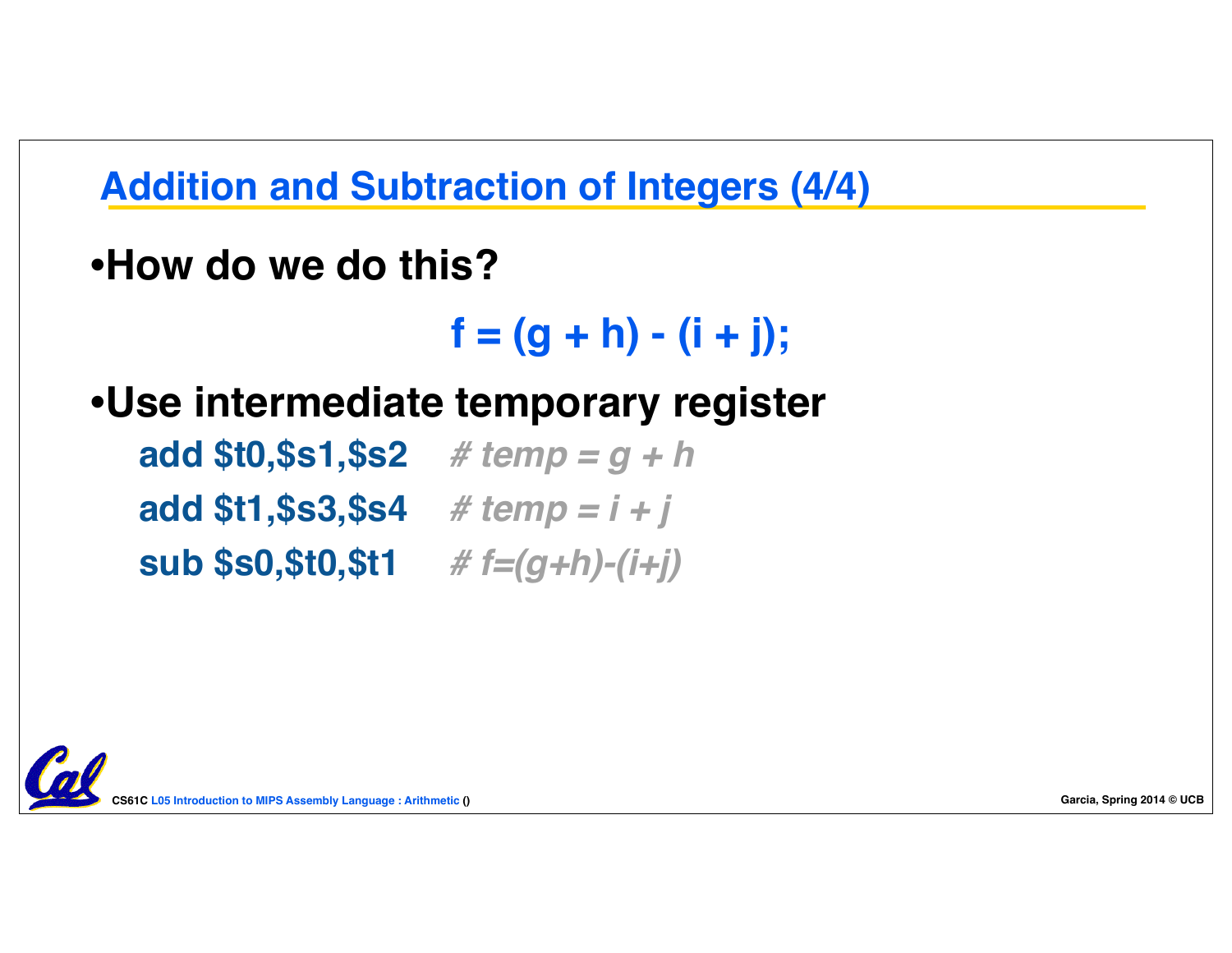## Addition and Subtraction of Integers (4/4)

- **How do we do this?**

```
f = (g + h) - (i + j);
```

- **Use intermediate temporary register**

```
add $t0,$s1,$s2    # temp = g + h
add $t1,$s3,$s4    # temp = i + j
sub $s0,$t0,$t1    # f=(g+h)-(i+j)
```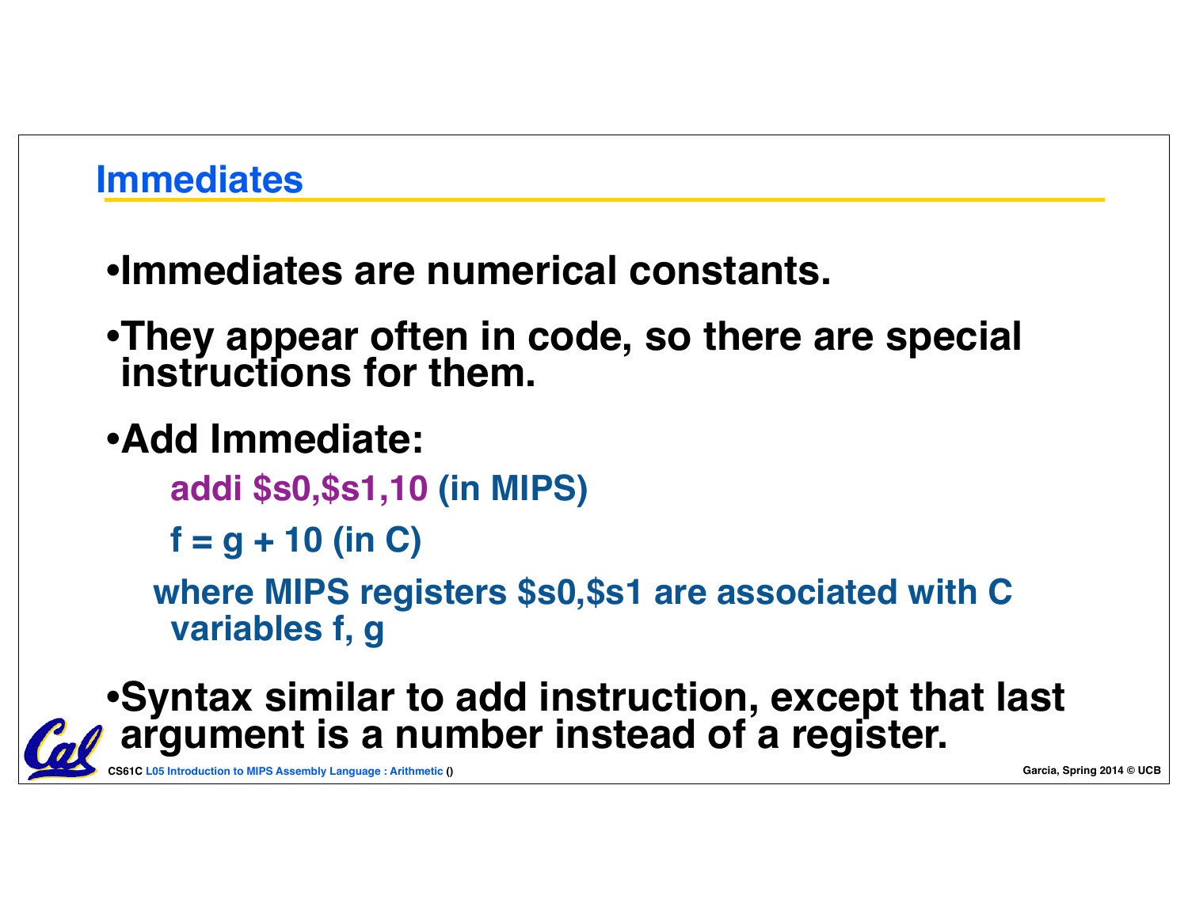## Immediates

- Immediates are numerical constants.
- They appear often in code, so there are special instructions for them.
- Add Immediate:

  `addi $s0,$s1,10` (in MIPS)

  `f = g + 10` (in C)

  where MIPS registers $s0,$s1 are associated with C variables f, g

- Syntax similar to add instruction, except that last argument is a number instead of a register.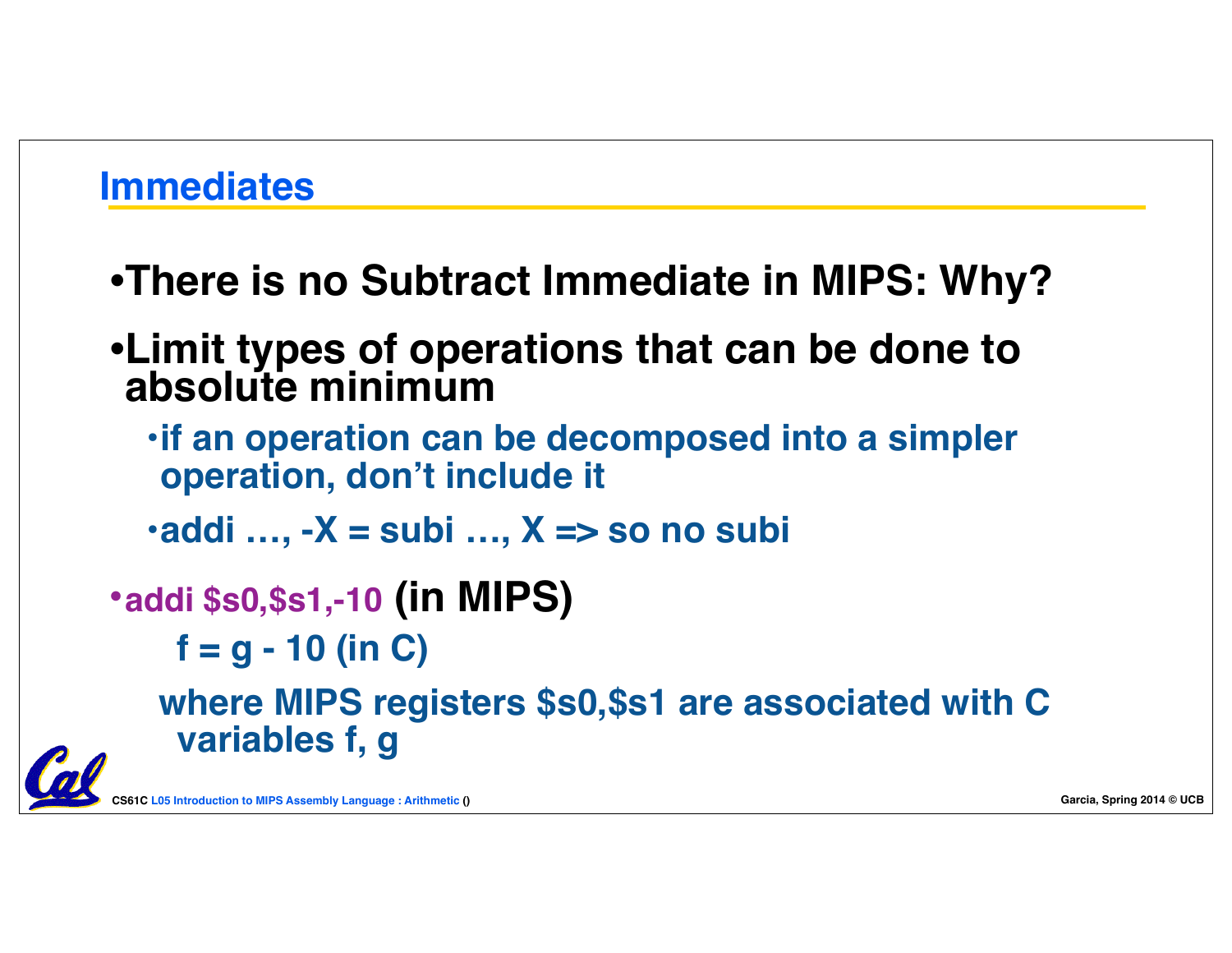## Immediates

- **There is no Subtract Immediate in MIPS: Why?**
- **Limit types of operations that can be done to absolute minimum**
  - **if an operation can be decomposed into a simpler operation, don't include it**
  - **addi …, -X = subi …, X => so no subi**
- **addi $s0,$s1,-10 (in MIPS)**

  **f = g - 10 (in C)**

  **where MIPS registers $s0,$s1 are associated with C variables f, g**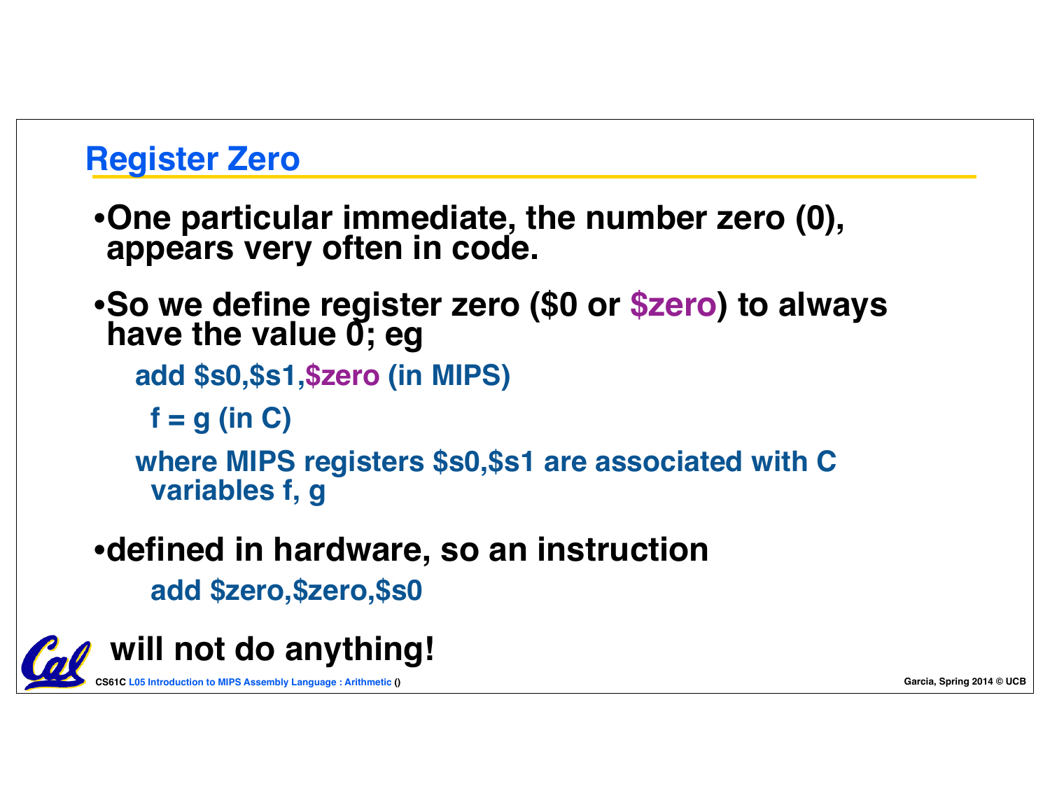## Register Zero

- One particular immediate, the number zero (0), appears very often in code.
- So we define register zero ($0 or $zero) to always have the value 0; eg

```
add $s0,$s1,$zero (in MIPS)
 f = g (in C)
```

  where MIPS registers $s0,$s1 are associated with C variables f, g

- defined in hardware, so an instruction

```
add $zero,$zero,$s0
```

  will not do anything!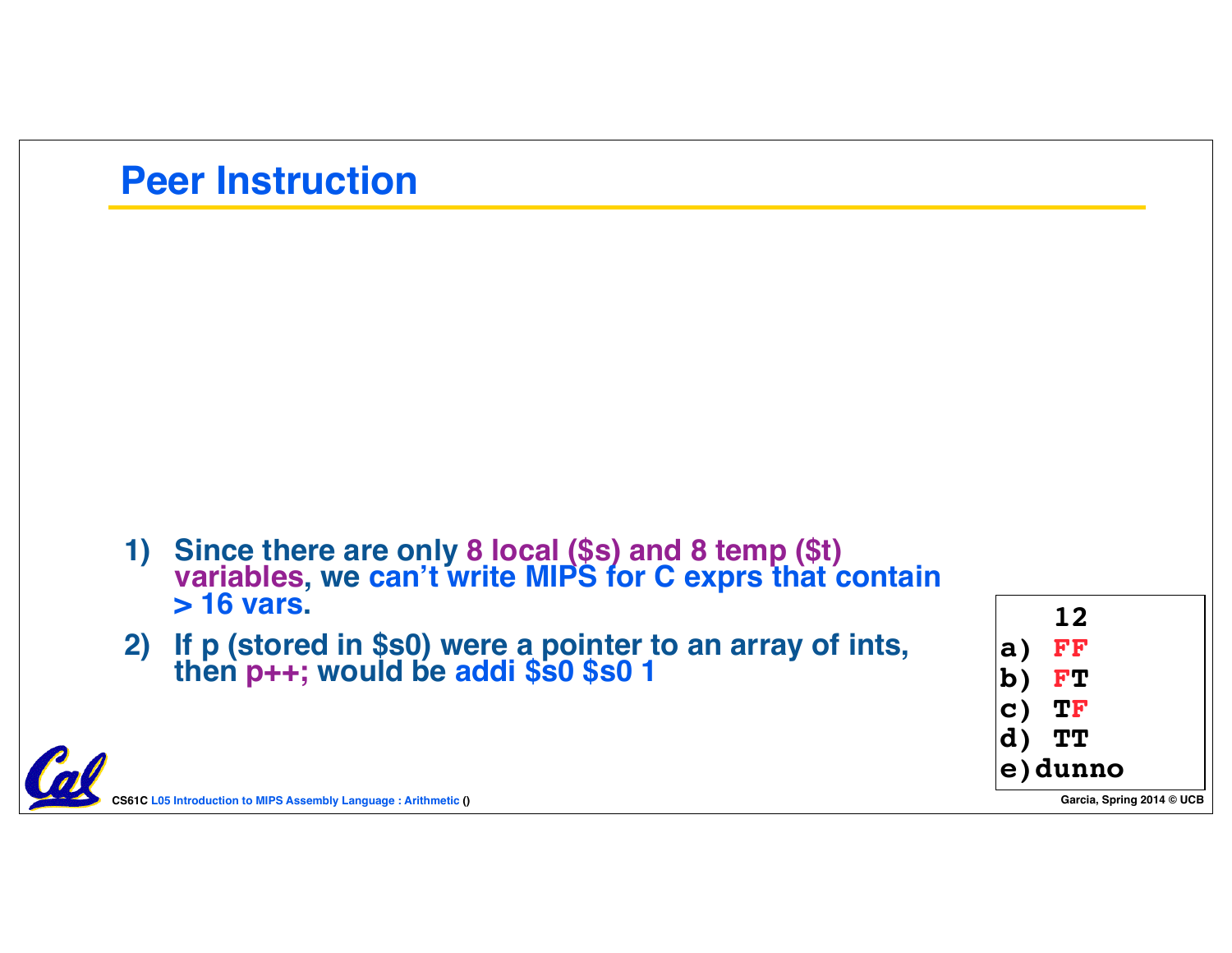# Peer Instruction

1) Since there are only 8 local ($s) and 8 temp ($t) variables, we can't write MIPS for C exprs that contain > 16 vars.
2) If p (stored in $s0) were a pointer to an array of ints, then p++; would be addi $s0 $s0 1

```
   12
a) FF
b) FT
c) TF
d) TT
e)dunno
```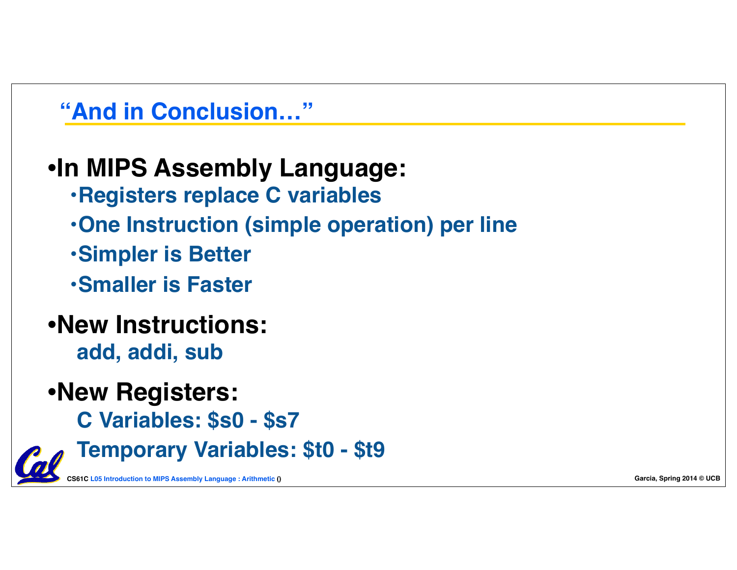## "And in Conclusion…"

- **In MIPS Assembly Language:**
  - **Registers replace C variables**
  - **One Instruction (simple operation) per line**
  - **Simpler is Better**
  - **Smaller is Faster**
- **New Instructions:**

  **add, addi, sub**
- **New Registers:**

  **C Variables: $s0 - $s7**

  **Temporary Variables: $t0 - $t9**